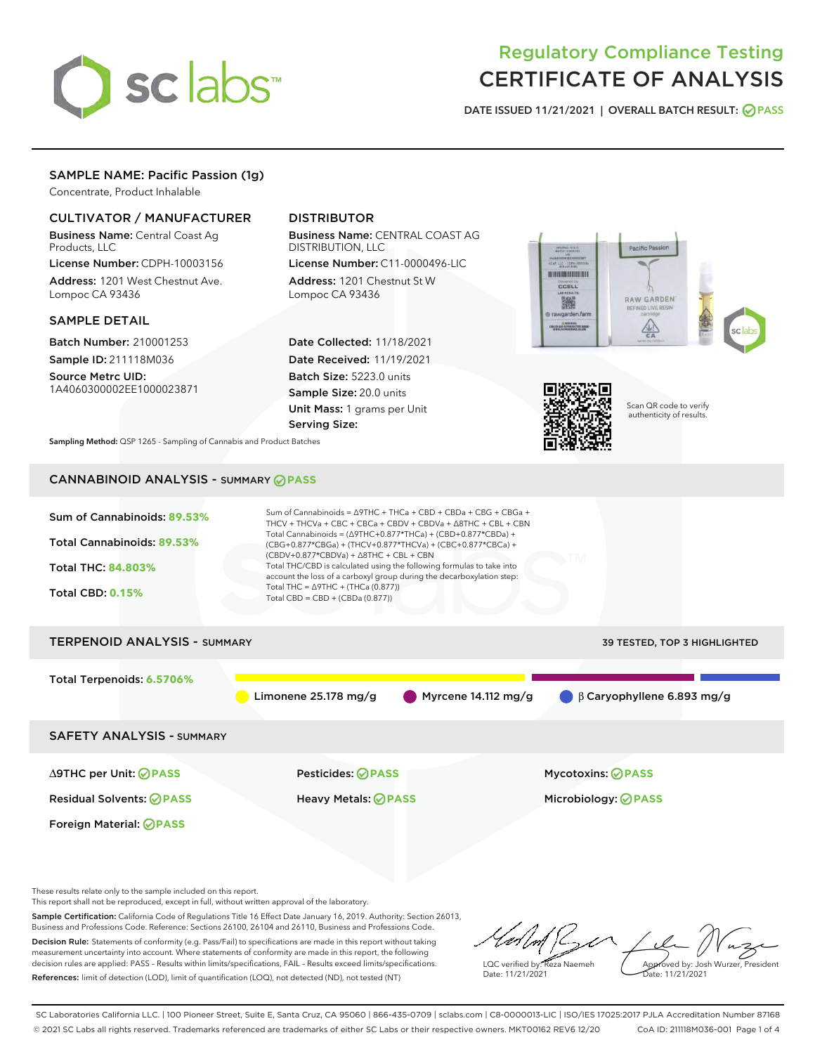# Regulatory Compliance Testing
# CERTIFICATE OF ANALYSIS

DATE ISSUED 11/21/2021 | OVERALL BATCH RESULT: PASS

## SAMPLE NAME: Pacific Passion (1g)

Concentrate, Product Inhalable

### CULTIVATOR / MANUFACTURER

**Business Name:** Central Coast Ag Products, LLC

**License Number:** CDPH-10003156

**Address:** 1201 West Chestnut Ave. Lompoc CA 93436

### DISTRIBUTOR

**Business Name:** CENTRAL COAST AG DISTRIBUTION, LLC

**License Number:** C11-0000496-LIC

**Address:** 1201 Chestnut St W Lompoc CA 93436

### SAMPLE DETAIL

**Batch Number:** 210001253

**Sample ID:** 211118M036

**Source Metrc UID:** 1A4060300002EE1000023871

**Date Collected:** 11/18/2021

**Date Received:** 11/19/2021

**Batch Size:** 5223.0 units

**Sample Size:** 20.0 units

**Unit Mass:** 1 grams per Unit

**Serving Size:**

Scan QR code to verify authenticity of results.

**Sampling Method:** QSP 1265 - Sampling of Cannabis and Product Batches

## CANNABINOID ANALYSIS - SUMMARY PASS

Sum of Cannabinoids: **89.53%**

Total Cannabinoids: **89.53%**

Total THC: **84.803%**

Total CBD: **0.15%**

Sum of Cannabinoids = Δ9THC + THCa + CBD + CBDa + CBG + CBGa + THCV + THCVa + CBC + CBCa + CBDV + CBDVa + Δ8THC + CBL + CBN

Total Cannabinoids = (Δ9THC+0.877*THCa) + (CBD+0.877*CBDa) + (CBG+0.877*CBGa) + (THCV+0.877*THCVa) + (CBC+0.877*CBCa) + (CBDV+0.877*CBDVa) + Δ8THC + CBL + CBN

Total THC/CBD is calculated using the following formulas to take into account the loss of a carboxyl group during the decarboxylation step:

Total THC = Δ9THC + (THCa (0.877))

Total CBD = CBD + (CBDa (0.877))

## TERPENOID ANALYSIS - SUMMARY

39 TESTED, TOP 3 HIGHLIGHTED

Total Terpenoids: **6.5706%**

Limonene 25.178 mg/g | Myrcene 14.112 mg/g | β Caryophyllene 6.893 mg/g

## SAFETY ANALYSIS - SUMMARY

| | | |
|---|---|---|
| Δ9THC per Unit: PASS | Pesticides: PASS | Mycotoxins: PASS |
| Residual Solvents: PASS | Heavy Metals: PASS | Microbiology: PASS |
| Foreign Material: PASS | | |

These results relate only to the sample included on this report.
This report shall not be reproduced, except in full, without written approval of the laboratory.

**Sample Certification:** California Code of Regulations Title 16 Effect Date January 16, 2019. Authority: Section 26013, Business and Professions Code. Reference: Sections 26100, 26104 and 26110, Business and Professions Code.

**Decision Rule:** Statements of conformity (e.g. Pass/Fail) to specifications are made in this report without taking measurement uncertainty into account. Where statements of conformity are made in this report, the following decision rules are applied: PASS – Results within limits/specifications, FAIL – Results exceed limits/specifications.

**References:** limit of detection (LOD), limit of quantification (LOQ), not detected (ND), not tested (NT)

LQC verified by: Reza Naemeh
Date: 11/21/2021

Approved by: Josh Wurzer, President
Date: 11/21/2021

SC Laboratories California LLC. | 100 Pioneer Street, Suite E, Santa Cruz, CA 95060 | 866-435-0709 | sclabs.com | C8-0000013-LIC | ISO/IES 17025:2017 PJLA Accreditation Number 87168
© 2021 SC Labs all rights reserved. Trademarks referenced are trademarks of either SC Labs or their respective owners. MKT00162 REV6 12/20 CoA ID: 211118M036-001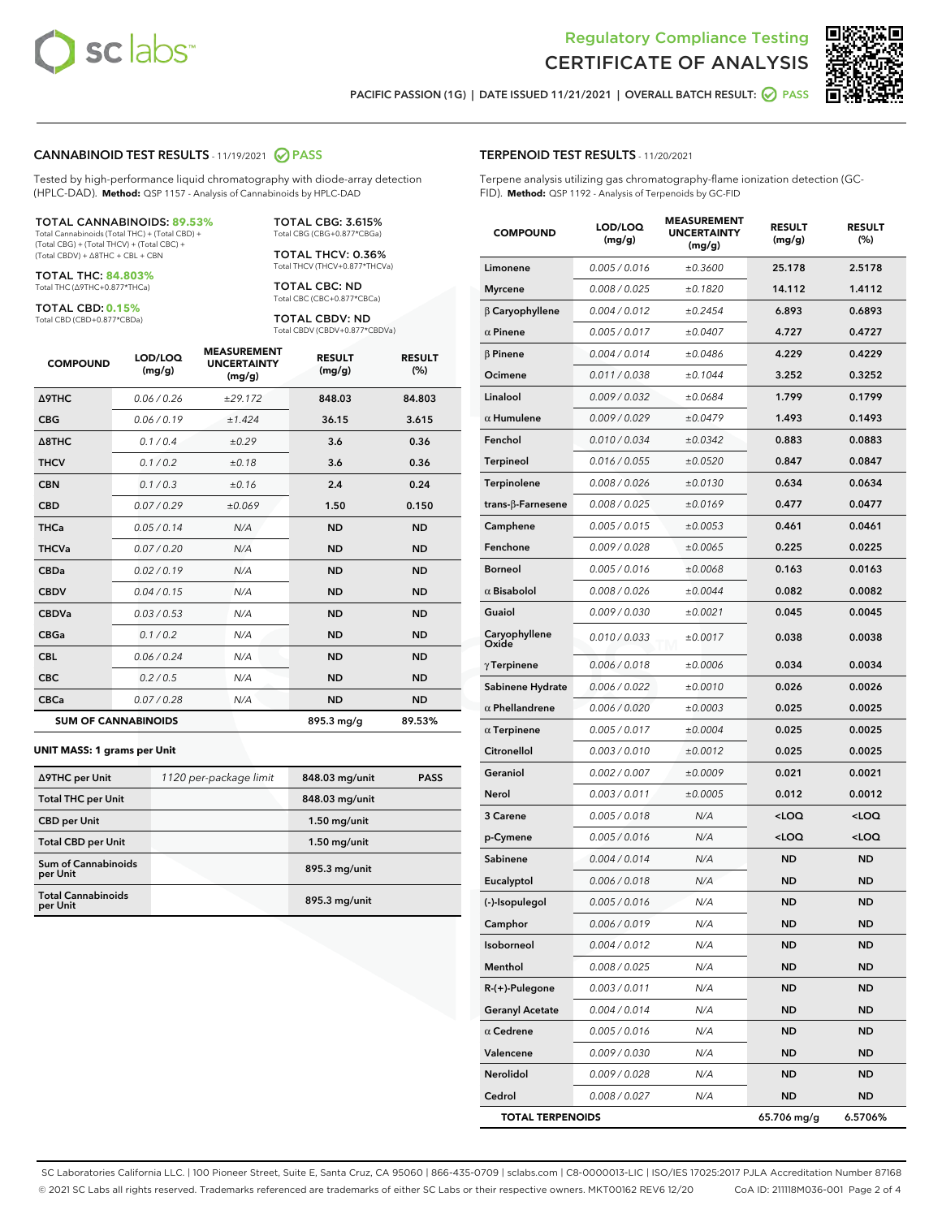# Regulatory Compliance Testing
# CERTIFICATE OF ANALYSIS

PACIFIC PASSION (1G) | DATE ISSUED 11/21/2021 | OVERALL BATCH RESULT: PASS

## CANNABINOID TEST RESULTS - 11/19/2021 PASS

Tested by high-performance liquid chromatography with diode-array detection (HPLC-DAD). **Method:** QSP 1157 - Analysis of Cannabinoids by HPLC-DAD

**TOTAL CANNABINOIDS: 89.53%**
Total Cannabinoids (Total THC) + (Total CBD) + (Total CBG) + (Total THCV) + (Total CBC) + (Total CBDV) + Δ8THC + CBL + CBN

**TOTAL THC: 84.803%**
Total THC (Δ9THC+0.877*THCa)

**TOTAL CBD: 0.15%**
Total CBD (CBD+0.877*CBDa)

**TOTAL CBG: 3.615%**
Total CBG (CBG+0.877*CBGa)

**TOTAL THCV: 0.36%**
Total THCV (THCV+0.877*THCVa)

**TOTAL CBC: ND**
Total CBC (CBC+0.877*CBCa)

**TOTAL CBDV: ND**
Total CBDV (CBDV+0.877*CBDVa)

| COMPOUND | LOD/LOQ (mg/g) | MEASUREMENT UNCERTAINTY (mg/g) | RESULT (mg/g) | RESULT (%) |
|---|---|---|---|---|
| Δ9THC | 0.06 / 0.26 | ±29.172 | 848.03 | 84.803 |
| CBG | 0.06 / 0.19 | ±1.424 | 36.15 | 3.615 |
| Δ8THC | 0.1 / 0.4 | ±0.29 | 3.6 | 0.36 |
| THCV | 0.1 / 0.2 | ±0.18 | 3.6 | 0.36 |
| CBN | 0.1 / 0.3 | ±0.16 | 2.4 | 0.24 |
| CBD | 0.07 / 0.29 | ±0.069 | 1.50 | 0.150 |
| THCa | 0.05 / 0.14 | N/A | ND | ND |
| THCVa | 0.07 / 0.20 | N/A | ND | ND |
| CBDa | 0.02 / 0.19 | N/A | ND | ND |
| CBDV | 0.04 / 0.15 | N/A | ND | ND |
| CBDVa | 0.03 / 0.53 | N/A | ND | ND |
| CBGa | 0.1 / 0.2 | N/A | ND | ND |
| CBL | 0.06 / 0.24 | N/A | ND | ND |
| CBC | 0.2 / 0.5 | N/A | ND | ND |
| CBCa | 0.07 / 0.28 | N/A | ND | ND |
| **SUM OF CANNABINOIDS** | | | 895.3 mg/g | 89.53% |

**UNIT MASS: 1 grams per Unit**

| | | | |
|---|---|---|---|
| Δ9THC per Unit | 1120 per-package limit | 848.03 mg/unit | PASS |
| Total THC per Unit | | 848.03 mg/unit | |
| CBD per Unit | | 1.50 mg/unit | |
| Total CBD per Unit | | 1.50 mg/unit | |
| Sum of Cannabinoids per Unit | | 895.3 mg/unit | |
| Total Cannabinoids per Unit | | 895.3 mg/unit | |

## TERPENOID TEST RESULTS - 11/20/2021

Terpene analysis utilizing gas chromatography-flame ionization detection (GC-FID). **Method:** QSP 1192 - Analysis of Terpenoids by GC-FID

| COMPOUND | LOD/LOQ (mg/g) | MEASUREMENT UNCERTAINTY (mg/g) | RESULT (mg/g) | RESULT (%) |
|---|---|---|---|---|
| Limonene | 0.005 / 0.016 | ±0.3600 | 25.178 | 2.5178 |
| Myrcene | 0.008 / 0.025 | ±0.1820 | 14.112 | 1.4112 |
| β Caryophyllene | 0.004 / 0.012 | ±0.2454 | 6.893 | 0.6893 |
| α Pinene | 0.005 / 0.017 | ±0.0407 | 4.727 | 0.4727 |
| β Pinene | 0.004 / 0.014 | ±0.0486 | 4.229 | 0.4229 |
| Ocimene | 0.011 / 0.038 | ±0.1044 | 3.252 | 0.3252 |
| Linalool | 0.009 / 0.032 | ±0.0684 | 1.799 | 0.1799 |
| α Humulene | 0.009 / 0.029 | ±0.0479 | 1.493 | 0.1493 |
| Fenchol | 0.010 / 0.034 | ±0.0342 | 0.883 | 0.0883 |
| Terpineol | 0.016 / 0.055 | ±0.0520 | 0.847 | 0.0847 |
| Terpinolene | 0.008 / 0.026 | ±0.0130 | 0.634 | 0.0634 |
| trans-β-Farnesene | 0.008 / 0.025 | ±0.0169 | 0.477 | 0.0477 |
| Camphene | 0.005 / 0.015 | ±0.0053 | 0.461 | 0.0461 |
| Fenchone | 0.009 / 0.028 | ±0.0065 | 0.225 | 0.0225 |
| Borneol | 0.005 / 0.016 | ±0.0068 | 0.163 | 0.0163 |
| α Bisabolol | 0.008 / 0.026 | ±0.0044 | 0.082 | 0.0082 |
| Guaiol | 0.009 / 0.030 | ±0.0021 | 0.045 | 0.0045 |
| Caryophyllene Oxide | 0.010 / 0.033 | ±0.0017 | 0.038 | 0.0038 |
| γ Terpinene | 0.006 / 0.018 | ±0.0006 | 0.034 | 0.0034 |
| Sabinene Hydrate | 0.006 / 0.022 | ±0.0010 | 0.026 | 0.0026 |
| α Phellandrene | 0.006 / 0.020 | ±0.0003 | 0.025 | 0.0025 |
| α Terpinene | 0.005 / 0.017 | ±0.0004 | 0.025 | 0.0025 |
| Citronellol | 0.003 / 0.010 | ±0.0012 | 0.025 | 0.0025 |
| Geraniol | 0.002 / 0.007 | ±0.0009 | 0.021 | 0.0021 |
| Nerol | 0.003 / 0.011 | ±0.0005 | 0.012 | 0.0012 |
| 3 Carene | 0.005 / 0.018 | N/A | <LOQ | <LOQ |
| p-Cymene | 0.005 / 0.016 | N/A | <LOQ | <LOQ |
| Sabinene | 0.004 / 0.014 | N/A | ND | ND |
| Eucalyptol | 0.006 / 0.018 | N/A | ND | ND |
| (-)-Isopulegol | 0.005 / 0.016 | N/A | ND | ND |
| Camphor | 0.006 / 0.019 | N/A | ND | ND |
| Isoborneol | 0.004 / 0.012 | N/A | ND | ND |
| Menthol | 0.008 / 0.025 | N/A | ND | ND |
| R-(+)-Pulegone | 0.003 / 0.011 | N/A | ND | ND |
| Geranyl Acetate | 0.004 / 0.014 | N/A | ND | ND |
| α Cedrene | 0.005 / 0.016 | N/A | ND | ND |
| Valencene | 0.009 / 0.030 | N/A | ND | ND |
| Nerolidol | 0.009 / 0.028 | N/A | ND | ND |
| Cedrol | 0.008 / 0.027 | N/A | ND | ND |
| **TOTAL TERPENOIDS** | | | 65.706 mg/g | 6.5706% |

SC Laboratories California LLC. | 100 Pioneer Street, Suite E, Santa Cruz, CA 95060 | 866-435-0709 | sclabs.com | C8-0000013-LIC | ISO/IES 17025:2017 PJLA Accreditation Number 87168
© 2021 SC Labs all rights reserved. Trademarks referenced are trademarks of either SC Labs or their respective owners. MKT00162 REV6 12/20 CoA ID: 211118M036-001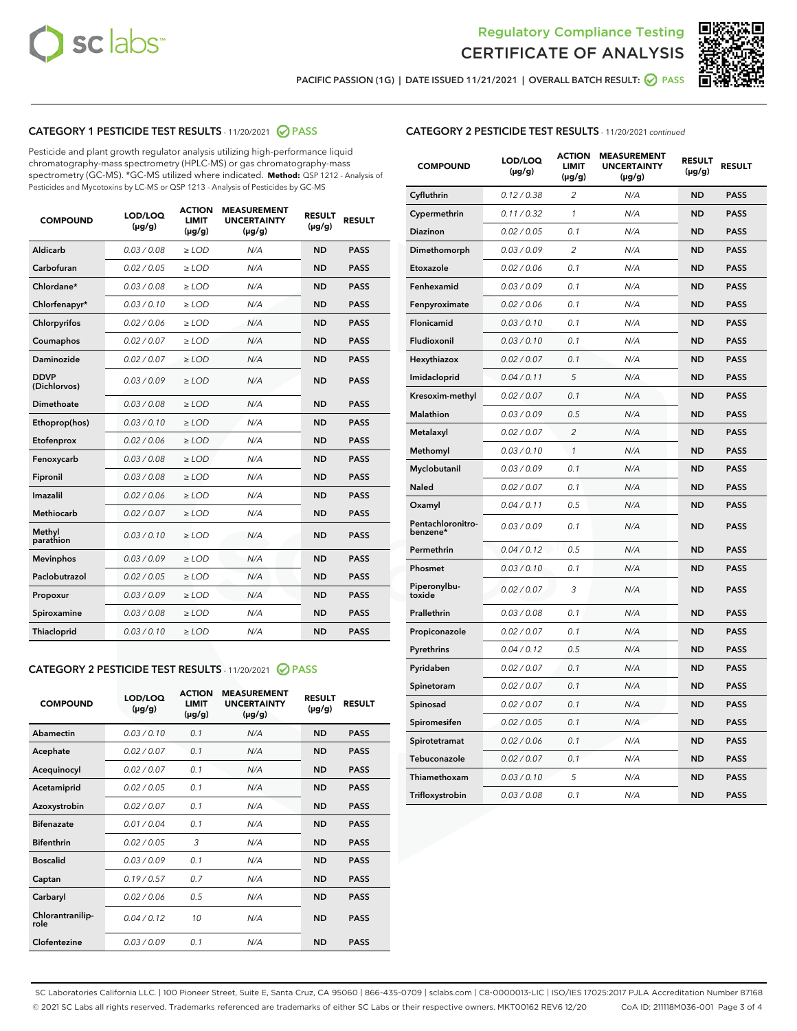Regulatory Compliance Testing
CERTIFICATE OF ANALYSIS

PACIFIC PASSION (1G) | DATE ISSUED 11/21/2021 | OVERALL BATCH RESULT: PASS

## CATEGORY 1 PESTICIDE TEST RESULTS - 11/20/2021 PASS

Pesticide and plant growth regulator analysis utilizing high-performance liquid chromatography-mass spectrometry (HPLC-MS) or gas chromatography-mass spectrometry (GC-MS). *GC-MS utilized where indicated. **Method:** QSP 1212 - Analysis of Pesticides and Mycotoxins by LC-MS or QSP 1213 - Analysis of Pesticides by GC-MS

| COMPOUND | LOD/LOQ (µg/g) | ACTION LIMIT (µg/g) | MEASUREMENT UNCERTAINTY (µg/g) | RESULT (µg/g) | RESULT |
|---|---|---|---|---|---|
| Aldicarb | 0.03 / 0.08 | ≥ LOD | N/A | ND | PASS |
| Carbofuran | 0.02 / 0.05 | ≥ LOD | N/A | ND | PASS |
| Chlordane* | 0.03 / 0.08 | ≥ LOD | N/A | ND | PASS |
| Chlorfenapyr* | 0.03 / 0.10 | ≥ LOD | N/A | ND | PASS |
| Chlorpyrifos | 0.02 / 0.06 | ≥ LOD | N/A | ND | PASS |
| Coumaphos | 0.02 / 0.07 | ≥ LOD | N/A | ND | PASS |
| Daminozide | 0.02 / 0.07 | ≥ LOD | N/A | ND | PASS |
| DDVP (Dichlorvos) | 0.03 / 0.09 | ≥ LOD | N/A | ND | PASS |
| Dimethoate | 0.03 / 0.08 | ≥ LOD | N/A | ND | PASS |
| Ethoprop(hos) | 0.03 / 0.10 | ≥ LOD | N/A | ND | PASS |
| Etofenprox | 0.02 / 0.06 | ≥ LOD | N/A | ND | PASS |
| Fenoxycarb | 0.03 / 0.08 | ≥ LOD | N/A | ND | PASS |
| Fipronil | 0.03 / 0.08 | ≥ LOD | N/A | ND | PASS |
| Imazalil | 0.02 / 0.06 | ≥ LOD | N/A | ND | PASS |
| Methiocarb | 0.02 / 0.07 | ≥ LOD | N/A | ND | PASS |
| Methyl parathion | 0.03 / 0.10 | ≥ LOD | N/A | ND | PASS |
| Mevinphos | 0.03 / 0.09 | ≥ LOD | N/A | ND | PASS |
| Paclobutrazol | 0.02 / 0.05 | ≥ LOD | N/A | ND | PASS |
| Propoxur | 0.03 / 0.09 | ≥ LOD | N/A | ND | PASS |
| Spiroxamine | 0.03 / 0.08 | ≥ LOD | N/A | ND | PASS |
| Thiacloprid | 0.03 / 0.10 | ≥ LOD | N/A | ND | PASS |

## CATEGORY 2 PESTICIDE TEST RESULTS - 11/20/2021 PASS

| COMPOUND | LOD/LOQ (µg/g) | ACTION LIMIT (µg/g) | MEASUREMENT UNCERTAINTY (µg/g) | RESULT (µg/g) | RESULT |
|---|---|---|---|---|---|
| Abamectin | 0.03 / 0.10 | 0.1 | N/A | ND | PASS |
| Acephate | 0.02 / 0.07 | 0.1 | N/A | ND | PASS |
| Acequinocyl | 0.02 / 0.07 | 0.1 | N/A | ND | PASS |
| Acetamiprid | 0.02 / 0.05 | 0.1 | N/A | ND | PASS |
| Azoxystrobin | 0.02 / 0.07 | 0.1 | N/A | ND | PASS |
| Bifenazate | 0.01 / 0.04 | 0.1 | N/A | ND | PASS |
| Bifenthrin | 0.02 / 0.05 | 3 | N/A | ND | PASS |
| Boscalid | 0.03 / 0.09 | 0.1 | N/A | ND | PASS |
| Captan | 0.19 / 0.57 | 0.7 | N/A | ND | PASS |
| Carbaryl | 0.02 / 0.06 | 0.5 | N/A | ND | PASS |
| Chlorantraniliprole | 0.04 / 0.12 | 10 | N/A | ND | PASS |
| Clofentezine | 0.03 / 0.09 | 0.1 | N/A | ND | PASS |
| Cyfluthrin | 0.12 / 0.38 | 2 | N/A | ND | PASS |
| Cypermethrin | 0.11 / 0.32 | 1 | N/A | ND | PASS |
| Diazinon | 0.02 / 0.05 | 0.1 | N/A | ND | PASS |
| Dimethomorph | 0.03 / 0.09 | 2 | N/A | ND | PASS |
| Etoxazole | 0.02 / 0.06 | 0.1 | N/A | ND | PASS |
| Fenhexamid | 0.03 / 0.09 | 0.1 | N/A | ND | PASS |
| Fenpyroximate | 0.02 / 0.06 | 0.1 | N/A | ND | PASS |
| Flonicamid | 0.03 / 0.10 | 0.1 | N/A | ND | PASS |
| Fludioxonil | 0.03 / 0.10 | 0.1 | N/A | ND | PASS |
| Hexythiazox | 0.02 / 0.07 | 0.1 | N/A | ND | PASS |
| Imidacloprid | 0.04 / 0.11 | 5 | N/A | ND | PASS |
| Kresoxim-methyl | 0.02 / 0.07 | 0.1 | N/A | ND | PASS |
| Malathion | 0.03 / 0.09 | 0.5 | N/A | ND | PASS |
| Metalaxyl | 0.02 / 0.07 | 2 | N/A | ND | PASS |
| Methomyl | 0.03 / 0.10 | 1 | N/A | ND | PASS |
| Myclobutanil | 0.03 / 0.09 | 0.1 | N/A | ND | PASS |
| Naled | 0.02 / 0.07 | 0.1 | N/A | ND | PASS |
| Oxamyl | 0.04 / 0.11 | 0.5 | N/A | ND | PASS |
| Pentachloronitrobenzene* | 0.03 / 0.09 | 0.1 | N/A | ND | PASS |
| Permethrin | 0.04 / 0.12 | 0.5 | N/A | ND | PASS |
| Phosmet | 0.03 / 0.10 | 0.1 | N/A | ND | PASS |
| Piperonylbutoxide | 0.02 / 0.07 | 3 | N/A | ND | PASS |
| Prallethrin | 0.03 / 0.08 | 0.1 | N/A | ND | PASS |
| Propiconazole | 0.02 / 0.07 | 0.1 | N/A | ND | PASS |
| Pyrethrins | 0.04 / 0.12 | 0.5 | N/A | ND | PASS |
| Pyridaben | 0.02 / 0.07 | 0.1 | N/A | ND | PASS |
| Spinetoram | 0.02 / 0.07 | 0.1 | N/A | ND | PASS |
| Spinosad | 0.02 / 0.07 | 0.1 | N/A | ND | PASS |
| Spiromesifen | 0.02 / 0.05 | 0.1 | N/A | ND | PASS |
| Spirotetramat | 0.02 / 0.06 | 0.1 | N/A | ND | PASS |
| Tebuconazole | 0.02 / 0.07 | 0.1 | N/A | ND | PASS |
| Thiamethoxam | 0.03 / 0.10 | 5 | N/A | ND | PASS |
| Trifloxystrobin | 0.03 / 0.08 | 0.1 | N/A | ND | PASS |

SC Laboratories California LLC. | 100 Pioneer Street, Suite E, Santa Cruz, CA 95060 | 866-435-0709 | sclabs.com | C8-0000013-LIC | ISO/IES 17025:2017 PJLA Accreditation Number 87168
© 2021 SC Labs all rights reserved. Trademarks referenced are trademarks of either SC Labs or their respective owners. MKT00162 REV6 12/20 CoA ID: 211118M036-001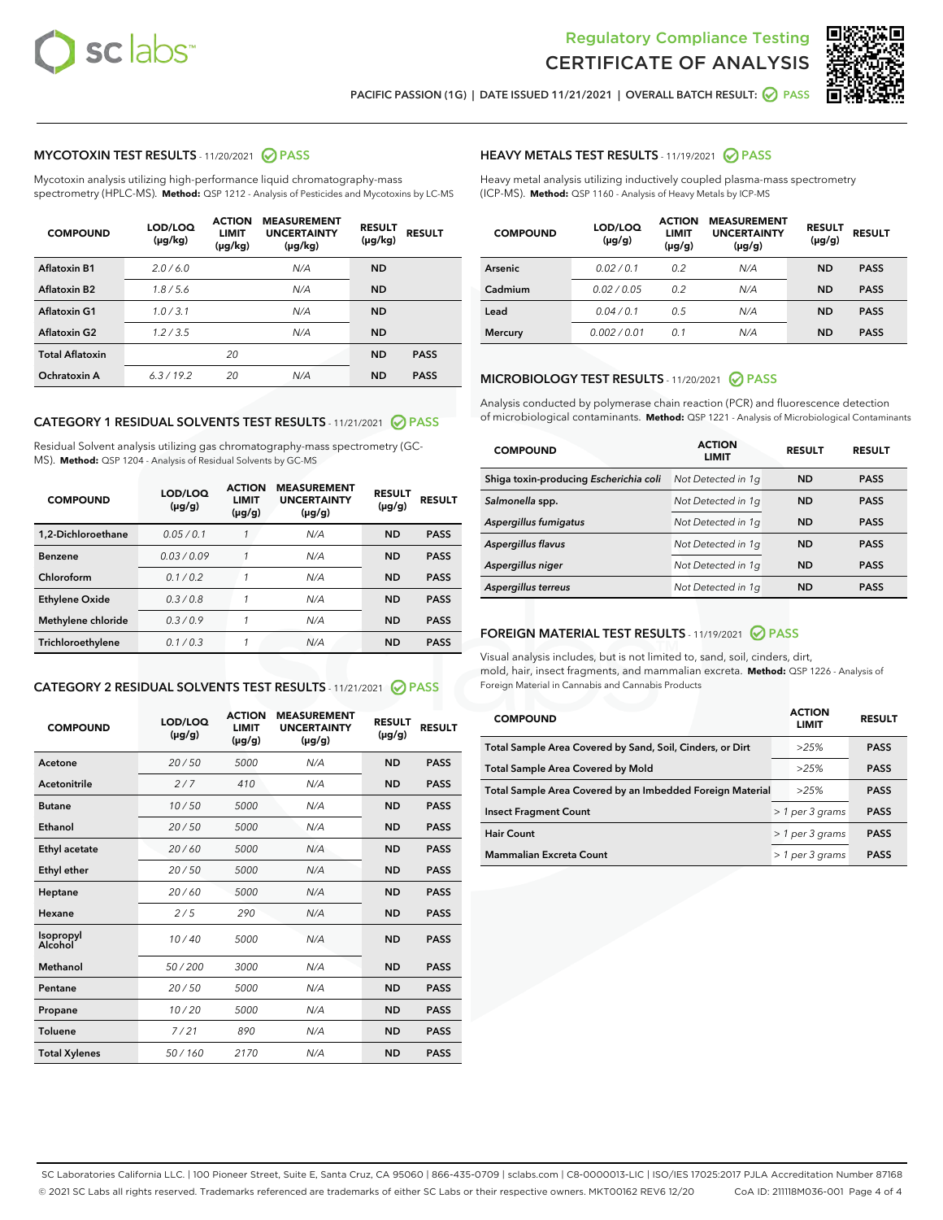Regulatory Compliance Testing
# CERTIFICATE OF ANALYSIS

PACIFIC PASSION (1G) | DATE ISSUED 11/21/2021 | OVERALL BATCH RESULT: PASS

## MYCOTOXIN TEST RESULTS - 11/20/2021 PASS

Mycotoxin analysis utilizing high-performance liquid chromatography-mass spectrometry (HPLC-MS). **Method:** QSP 1212 - Analysis of Pesticides and Mycotoxins by LC-MS

| COMPOUND | LOD/LOQ (µg/kg) | ACTION LIMIT (µg/kg) | MEASUREMENT UNCERTAINTY (µg/kg) | RESULT (µg/kg) | RESULT |
|---|---|---|---|---|---|
| Aflatoxin B1 | 2.0 / 6.0 | | N/A | ND | |
| Aflatoxin B2 | 1.8 / 5.6 | | N/A | ND | |
| Aflatoxin G1 | 1.0 / 3.1 | | N/A | ND | |
| Aflatoxin G2 | 1.2 / 3.5 | | N/A | ND | |
| Total Aflatoxin | | 20 | | ND | PASS |
| Ochratoxin A | 6.3 / 19.2 | 20 | N/A | ND | PASS |

## CATEGORY 1 RESIDUAL SOLVENTS TEST RESULTS - 11/21/2021 PASS

Residual Solvent analysis utilizing gas chromatography-mass spectrometry (GC-MS). **Method:** QSP 1204 - Analysis of Residual Solvents by GC-MS

| COMPOUND | LOD/LOQ (µg/g) | ACTION LIMIT (µg/g) | MEASUREMENT UNCERTAINTY (µg/g) | RESULT (µg/g) | RESULT |
|---|---|---|---|---|---|
| 1,2-Dichloroethane | 0.05 / 0.1 | 1 | N/A | ND | PASS |
| Benzene | 0.03 / 0.09 | 1 | N/A | ND | PASS |
| Chloroform | 0.1 / 0.2 | 1 | N/A | ND | PASS |
| Ethylene Oxide | 0.3 / 0.8 | 1 | N/A | ND | PASS |
| Methylene chloride | 0.3 / 0.9 | 1 | N/A | ND | PASS |
| Trichloroethylene | 0.1 / 0.3 | 1 | N/A | ND | PASS |

## CATEGORY 2 RESIDUAL SOLVENTS TEST RESULTS - 11/21/2021 PASS

| COMPOUND | LOD/LOQ (µg/g) | ACTION LIMIT (µg/g) | MEASUREMENT UNCERTAINTY (µg/g) | RESULT (µg/g) | RESULT |
|---|---|---|---|---|---|
| Acetone | 20 / 50 | 5000 | N/A | ND | PASS |
| Acetonitrile | 2 / 7 | 410 | N/A | ND | PASS |
| Butane | 10 / 50 | 5000 | N/A | ND | PASS |
| Ethanol | 20 / 50 | 5000 | N/A | ND | PASS |
| Ethyl acetate | 20 / 60 | 5000 | N/A | ND | PASS |
| Ethyl ether | 20 / 50 | 5000 | N/A | ND | PASS |
| Heptane | 20 / 60 | 5000 | N/A | ND | PASS |
| Hexane | 2 / 5 | 290 | N/A | ND | PASS |
| Isopropyl Alcohol | 10 / 40 | 5000 | N/A | ND | PASS |
| Methanol | 50 / 200 | 3000 | N/A | ND | PASS |
| Pentane | 20 / 50 | 5000 | N/A | ND | PASS |
| Propane | 10 / 20 | 5000 | N/A | ND | PASS |
| Toluene | 7 / 21 | 890 | N/A | ND | PASS |
| Total Xylenes | 50 / 160 | 2170 | N/A | ND | PASS |

## HEAVY METALS TEST RESULTS - 11/19/2021 PASS

Heavy metal analysis utilizing inductively coupled plasma-mass spectrometry (ICP-MS). **Method:** QSP 1160 - Analysis of Heavy Metals by ICP-MS

| COMPOUND | LOD/LOQ (µg/g) | ACTION LIMIT (µg/g) | MEASUREMENT UNCERTAINTY (µg/g) | RESULT (µg/g) | RESULT |
|---|---|---|---|---|---|
| Arsenic | 0.02 / 0.1 | 0.2 | N/A | ND | PASS |
| Cadmium | 0.02 / 0.05 | 0.2 | N/A | ND | PASS |
| Lead | 0.04 / 0.1 | 0.5 | N/A | ND | PASS |
| Mercury | 0.002 / 0.01 | 0.1 | N/A | ND | PASS |

## MICROBIOLOGY TEST RESULTS - 11/20/2021 PASS

Analysis conducted by polymerase chain reaction (PCR) and fluorescence detection of microbiological contaminants. **Method:** QSP 1221 - Analysis of Microbiological Contaminants

| COMPOUND | ACTION LIMIT | RESULT | RESULT |
|---|---|---|---|
| Shiga toxin-producing *Escherichia coli* | Not Detected in 1g | ND | PASS |
| *Salmonella* spp. | Not Detected in 1g | ND | PASS |
| *Aspergillus fumigatus* | Not Detected in 1g | ND | PASS |
| *Aspergillus flavus* | Not Detected in 1g | ND | PASS |
| *Aspergillus niger* | Not Detected in 1g | ND | PASS |
| *Aspergillus terreus* | Not Detected in 1g | ND | PASS |

## FOREIGN MATERIAL TEST RESULTS - 11/19/2021 PASS

Visual analysis includes, but is not limited to, sand, soil, cinders, dirt, mold, hair, insect fragments, and mammalian excreta. **Method:** QSP 1226 - Analysis of Foreign Material in Cannabis and Cannabis Products

| COMPOUND | ACTION LIMIT | RESULT |
|---|---|---|
| Total Sample Area Covered by Sand, Soil, Cinders, or Dirt | >25% | PASS |
| Total Sample Area Covered by Mold | >25% | PASS |
| Total Sample Area Covered by an Imbedded Foreign Material | >25% | PASS |
| Insect Fragment Count | > 1 per 3 grams | PASS |
| Hair Count | > 1 per 3 grams | PASS |
| Mammalian Excreta Count | > 1 per 3 grams | PASS |

SC Laboratories California LLC. | 100 Pioneer Street, Suite E, Santa Cruz, CA 95060 | 866-435-0709 | sclabs.com | C8-0000013-LIC | ISO/IES 17025:2017 PJLA Accreditation Number 87168
© 2021 SC Labs all rights reserved. Trademarks referenced are trademarks of either SC Labs or their respective owners. MKT00162 REV6 12/20 CoA ID: 211118M036-001